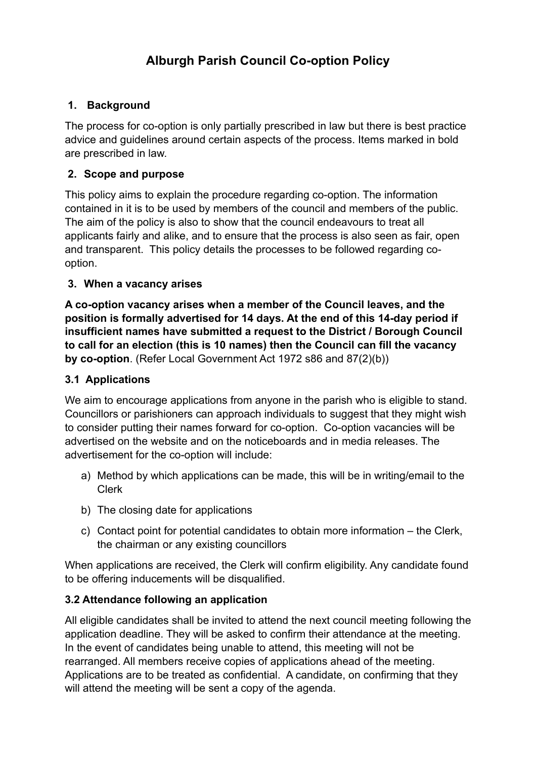# Alburgh Parish Council Co-option Policy

## 1. Background

The process for co-option is only partially prescribed in law but there is best practice advice and guidelines around certain aspects of the process. Items marked in bold are prescribed in law.

## 2. Scope and purpose

This policy aims to explain the procedure regarding co-option. The information contained in it is to be used by members of the council and members of the public. The aim of the policy is also to show that the council endeavours to treat all applicants fairly and alike, and to ensure that the process is also seen as fair, open and transparent. This policy details the processes to be followed regarding co-option.

## 3. When a vacancy arises

**A co-option vacancy arises when a member of the Council leaves, and the position is formally advertised for 14 days. At the end of this 14-day period if insufficient names have submitted a request to the District / Borough Council to call for an election (this is 10 names) then the Council can fill the vacancy by co-option**. (Refer Local Government Act 1972 s86 and 87(2)(b))

### 3.1 Applications

We aim to encourage applications from anyone in the parish who is eligible to stand. Councillors or parishioners can approach individuals to suggest that they might wish to consider putting their names forward for co-option. Co-option vacancies will be advertised on the website and on the noticeboards and in media releases. The advertisement for the co-option will include:

a) Method by which applications can be made, this will be in writing/email to the Clerk

b) The closing date for applications

c) Contact point for potential candidates to obtain more information – the Clerk, the chairman or any existing councillors

When applications are received, the Clerk will confirm eligibility. Any candidate found to be offering inducements will be disqualified.

### 3.2 Attendance following an application

All eligible candidates shall be invited to attend the next council meeting following the application deadline. They will be asked to confirm their attendance at the meeting. In the event of candidates being unable to attend, this meeting will not be rearranged. All members receive copies of applications ahead of the meeting. Applications are to be treated as confidential. A candidate, on confirming that they will attend the meeting will be sent a copy of the agenda.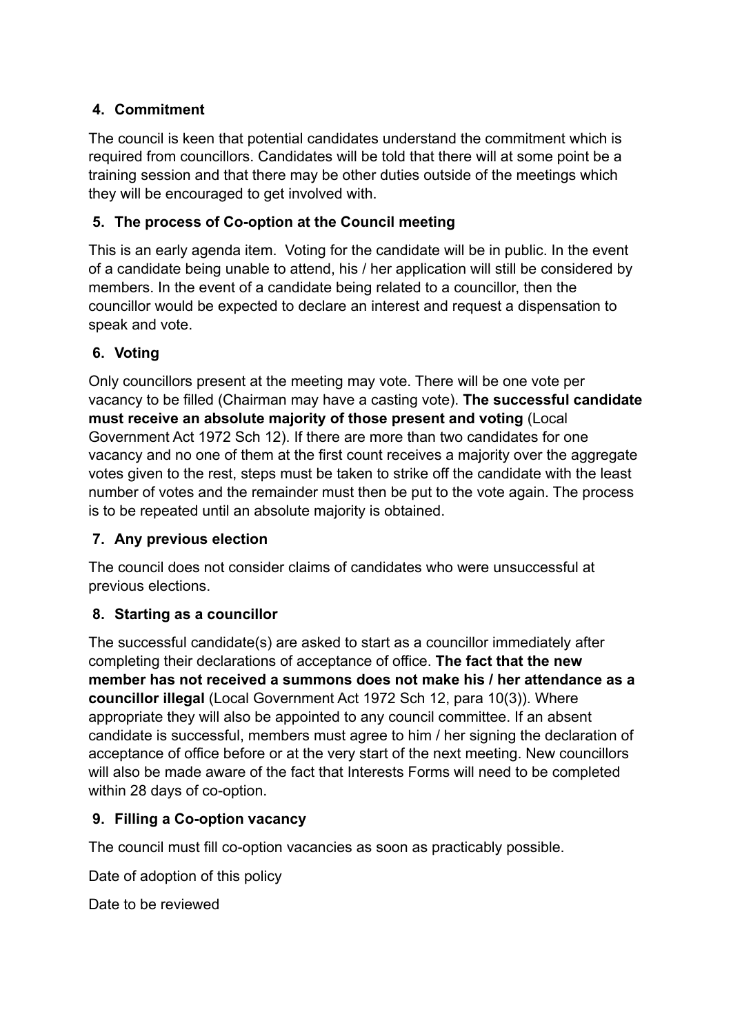## 4. Commitment

The council is keen that potential candidates understand the commitment which is required from councillors. Candidates will be told that there will at some point be a training session and that there may be other duties outside of the meetings which they will be encouraged to get involved with.

## 5. The process of Co-option at the Council meeting

This is an early agenda item. Voting for the candidate will be in public. In the event of a candidate being unable to attend, his / her application will still be considered by members. In the event of a candidate being related to a councillor, then the councillor would be expected to declare an interest and request a dispensation to speak and vote.

## 6. Voting

Only councillors present at the meeting may vote. There will be one vote per vacancy to be filled (Chairman may have a casting vote). **The successful candidate must receive an absolute majority of those present and voting** (Local Government Act 1972 Sch 12). If there are more than two candidates for one vacancy and no one of them at the first count receives a majority over the aggregate votes given to the rest, steps must be taken to strike off the candidate with the least number of votes and the remainder must then be put to the vote again. The process is to be repeated until an absolute majority is obtained.

## 7. Any previous election

The council does not consider claims of candidates who were unsuccessful at previous elections.

## 8. Starting as a councillor

The successful candidate(s) are asked to start as a councillor immediately after completing their declarations of acceptance of office. **The fact that the new member has not received a summons does not make his / her attendance as a councillor illegal** (Local Government Act 1972 Sch 12, para 10(3)). Where appropriate they will also be appointed to any council committee. If an absent candidate is successful, members must agree to him / her signing the declaration of acceptance of office before or at the very start of the next meeting. New councillors will also be made aware of the fact that Interests Forms will need to be completed within 28 days of co-option.

## 9. Filling a Co-option vacancy

The council must fill co-option vacancies as soon as practicably possible.

Date of adoption of this policy

Date to be reviewed